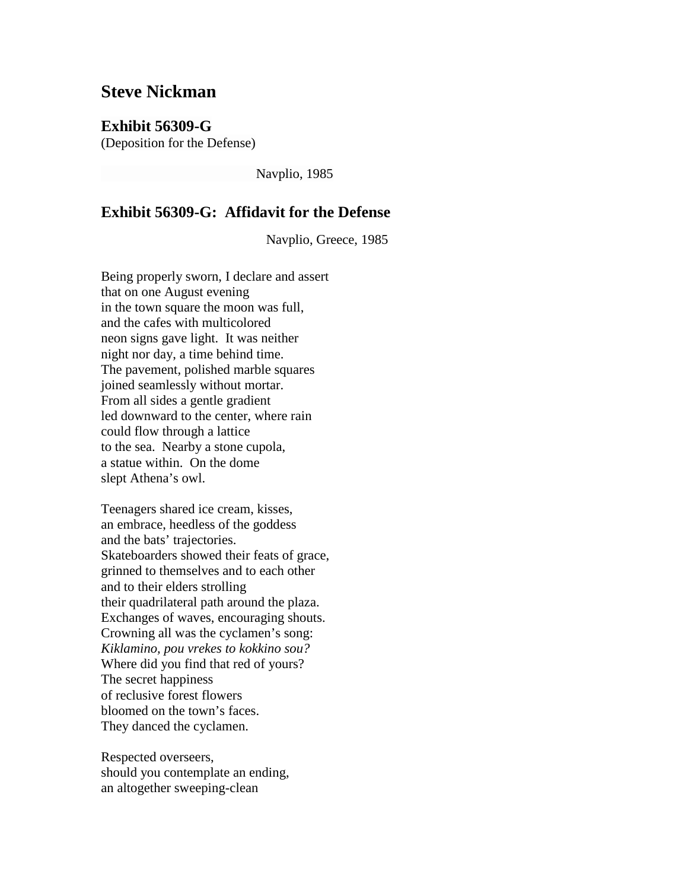# Steve Nickman

## Exhibit 56309-G

(Deposition for the Defense)

Navplio, 1985

## Exhibit 56309-G: Affidavit for the Defense

Navplio, Greece, 1985

Being properly sworn, I declare and assert  
that on one August evening  
in the town square the moon was full,  
and the cafes with multicolored  
neon signs gave light. It was neither  
night nor day, a time behind time.  
The pavement, polished marble squares  
joined seamlessly without mortar.  
From all sides a gentle gradient  
led downward to the center, where rain  
could flow through a lattice  
to the sea. Nearby a stone cupola,  
a statue within. On the dome  
slept Athena's owl.

Teenagers shared ice cream, kisses,  
an embrace, heedless of the goddess  
and the bats' trajectories.  
Skateboarders showed their feats of grace,  
grinned to themselves and to each other  
and to their elders strolling  
their quadrilateral path around the plaza.  
Exchanges of waves, encouraging shouts.  
Crowning all was the cyclamen's song:  
*Kiklamino, pou vrekes to kokkino sou?*  
Where did you find that red of yours?  
The secret happiness  
of reclusive forest flowers  
bloomed on the town's faces.  
They danced the cyclamen.

Respected overseers,  
should you contemplate an ending,  
an altogether sweeping-clean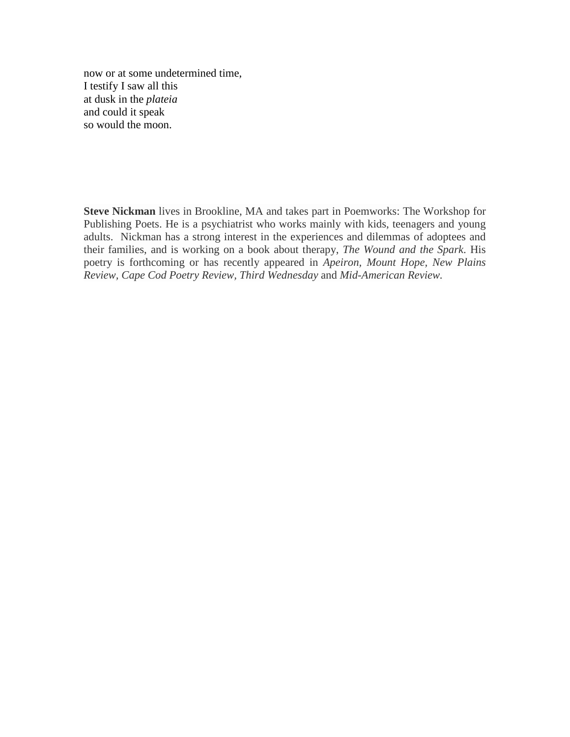now or at some undetermined time,  
I testify I saw all this  
at dusk in the *plateia*  
and could it speak  
so would the moon.

**Steve Nickman** lives in Brookline, MA and takes part in Poemworks: The Workshop for Publishing Poets. He is a psychiatrist who works mainly with kids, teenagers and young adults. Nickman has a strong interest in the experiences and dilemmas of adoptees and their families, and is working on a book about therapy, *The Wound and the Spark*. His poetry is forthcoming or has recently appeared in *Apeiron*, *Mount Hope*, *New Plains Review*, *Cape Cod Poetry Review*, *Third Wednesday* and *Mid-American Review.*